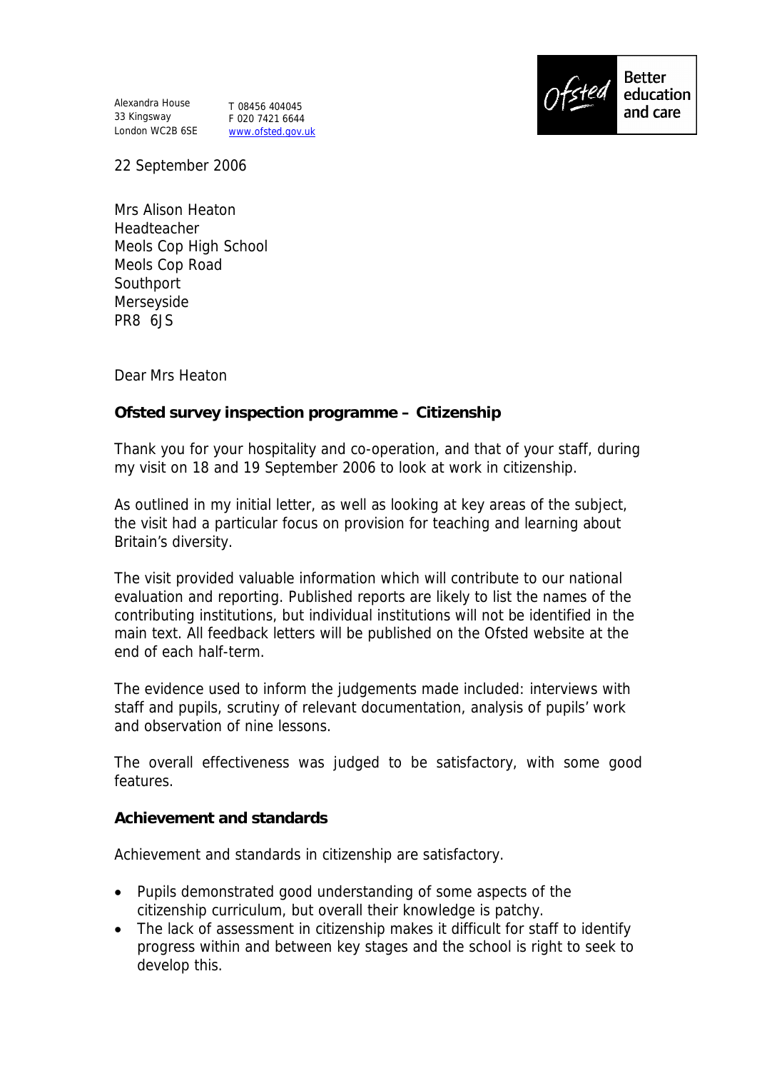Alexandra House
33 Kingsway
London WC2B 6SE

T 08456 404045
F 020 7421 6644
www.ofsted.gov.uk

Better education and care

22 September 2006

Mrs Alison Heaton
Headteacher
Meols Cop High School
Meols Cop Road
Southport
Merseyside
PR8 6JS

Dear Mrs Heaton

**Ofsted survey inspection programme – Citizenship**

Thank you for your hospitality and co-operation, and that of your staff, during my visit on 18 and 19 September 2006 to look at work in citizenship.

As outlined in my initial letter, as well as looking at key areas of the subject, the visit had a particular focus on provision for teaching and learning about Britain's diversity.

The visit provided valuable information which will contribute to our national evaluation and reporting. Published reports are likely to list the names of the contributing institutions, but individual institutions will not be identified in the main text. All feedback letters will be published on the Ofsted website at the end of each half-term.

The evidence used to inform the judgements made included: interviews with staff and pupils, scrutiny of relevant documentation, analysis of pupils' work and observation of nine lessons.

The overall effectiveness was judged to be satisfactory, with some good features.

**Achievement and standards**

Achievement and standards in citizenship are satisfactory.

- Pupils demonstrated good understanding of some aspects of the citizenship curriculum, but overall their knowledge is patchy.
- The lack of assessment in citizenship makes it difficult for staff to identify progress within and between key stages and the school is right to seek to develop this.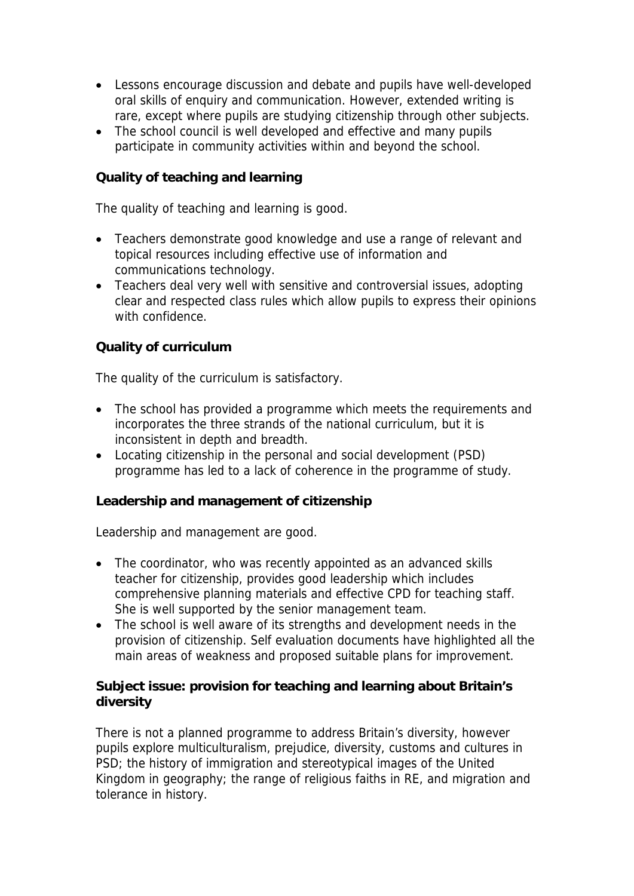- Lessons encourage discussion and debate and pupils have well-developed oral skills of enquiry and communication. However, extended writing is rare, except where pupils are studying citizenship through other subjects.
- The school council is well developed and effective and many pupils participate in community activities within and beyond the school.

### Quality of teaching and learning

The quality of teaching and learning is good.

- Teachers demonstrate good knowledge and use a range of relevant and topical resources including effective use of information and communications technology.
- Teachers deal very well with sensitive and controversial issues, adopting clear and respected class rules which allow pupils to express their opinions with confidence.

### Quality of curriculum

The quality of the curriculum is satisfactory.

- The school has provided a programme which meets the requirements and incorporates the three strands of the national curriculum, but it is inconsistent in depth and breadth.
- Locating citizenship in the personal and social development (PSD) programme has led to a lack of coherence in the programme of study.

### Leadership and management of citizenship

Leadership and management are good.

- The coordinator, who was recently appointed as an advanced skills teacher for citizenship, provides good leadership which includes comprehensive planning materials and effective CPD for teaching staff. She is well supported by the senior management team.
- The school is well aware of its strengths and development needs in the provision of citizenship. Self evaluation documents have highlighted all the main areas of weakness and proposed suitable plans for improvement.

### Subject issue: provision for teaching and learning about Britain's diversity

There is not a planned programme to address Britain's diversity, however pupils explore multiculturalism, prejudice, diversity, customs and cultures in PSD; the history of immigration and stereotypical images of the United Kingdom in geography; the range of religious faiths in RE, and migration and tolerance in history.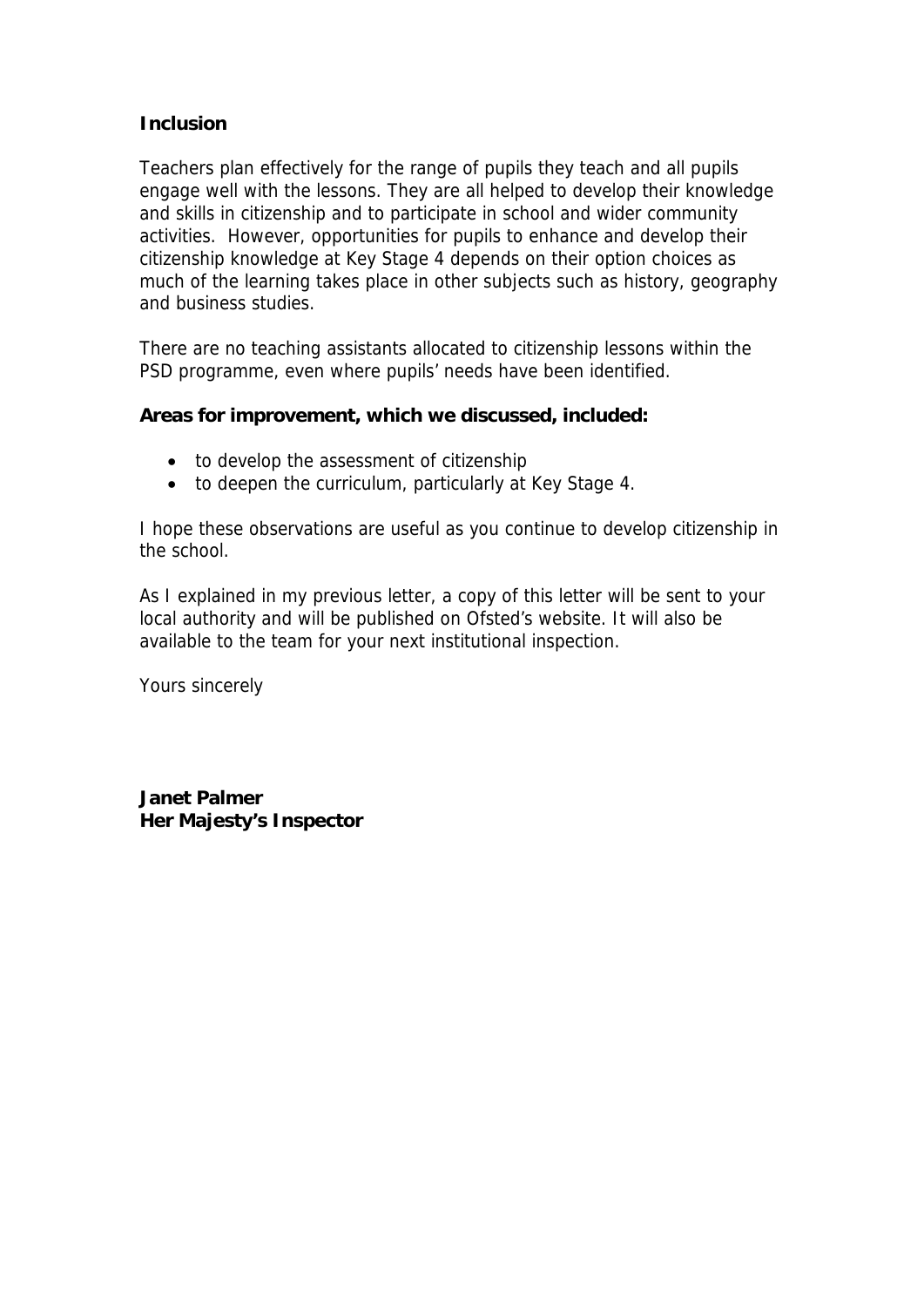**Inclusion**

Teachers plan effectively for the range of pupils they teach and all pupils engage well with the lessons. They are all helped to develop their knowledge and skills in citizenship and to participate in school and wider community activities. However, opportunities for pupils to enhance and develop their citizenship knowledge at Key Stage 4 depends on their option choices as much of the learning takes place in other subjects such as history, geography and business studies.

There are no teaching assistants allocated to citizenship lessons within the PSD programme, even where pupils' needs have been identified.

**Areas for improvement, which we discussed, included:**

- to develop the assessment of citizenship
- to deepen the curriculum, particularly at Key Stage 4.

I hope these observations are useful as you continue to develop citizenship in the school.

As I explained in my previous letter, a copy of this letter will be sent to your local authority and will be published on Ofsted's website. It will also be available to the team for your next institutional inspection.

Yours sincerely

**Janet Palmer**
**Her Majesty's Inspector**